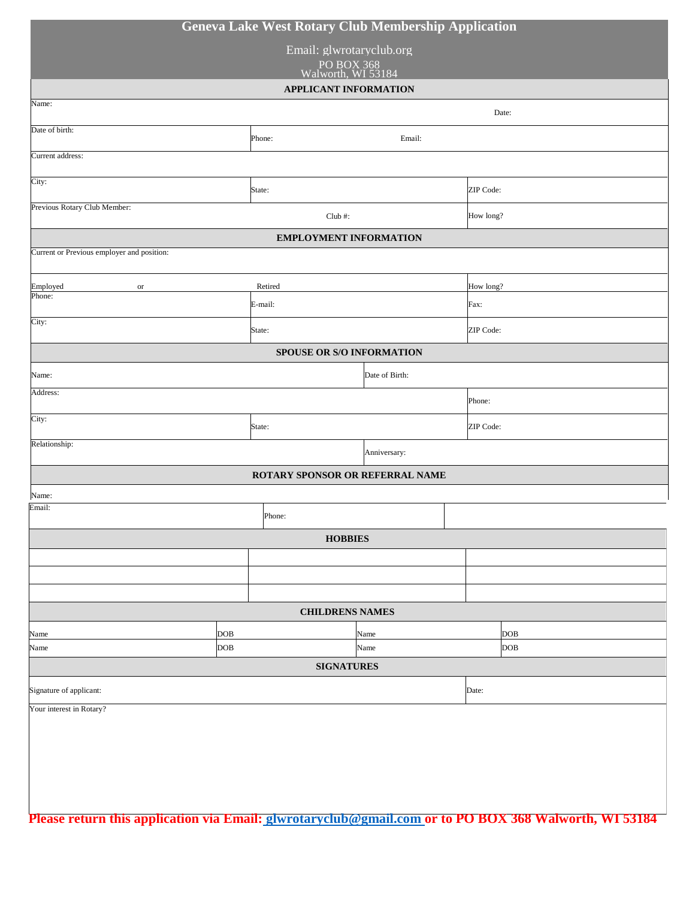# Geneva Lake West Rotary Club Membership Application

Email: glwrotaryclub.org

PO BOX 368
Walworth, WI 53184

## APPLICANT INFORMATION

| | | |
|---|---|---|
| Name: | | Date: |
| Date of birth: | Phone: | Email: |
| Current address: | | |
| City: | State: | ZIP Code: |
| Previous Rotary Club Member: | Club #: | How long? |

## EMPLOYMENT INFORMATION

| | | |
|---|---|---|
| Current or Previous employer and position: | | |
| Employed or | Retired | How long? |
| Phone: | E-mail: | Fax: |
| City: | State: | ZIP Code: |

## SPOUSE OR S/O INFORMATION

| | | |
|---|---|---|
| Name: | Date of Birth: | |
| Address: | | Phone: |
| City: | State: | ZIP Code: |
| Relationship: | Anniversary: | |

## ROTARY SPONSOR OR REFERRAL NAME

| | | |
|---|---|---|
| Name: | | |
| Email: | Phone: | |

## HOBBIES

| | | |
|---|---|---|
| | | |
| | | |
| | | |

## CHILDRENS NAMES

| | | | |
|---|---|---|---|
| Name | DOB | Name | DOB |
| Name | DOB | Name | DOB |

## SIGNATURES

| | |
|---|---|
| Signature of applicant: | Date: |

Your interest in Rotary?

**Please return this application via Email: glwrotaryclub@gmail.com or to PO BOX 368 Walworth, WI 53184**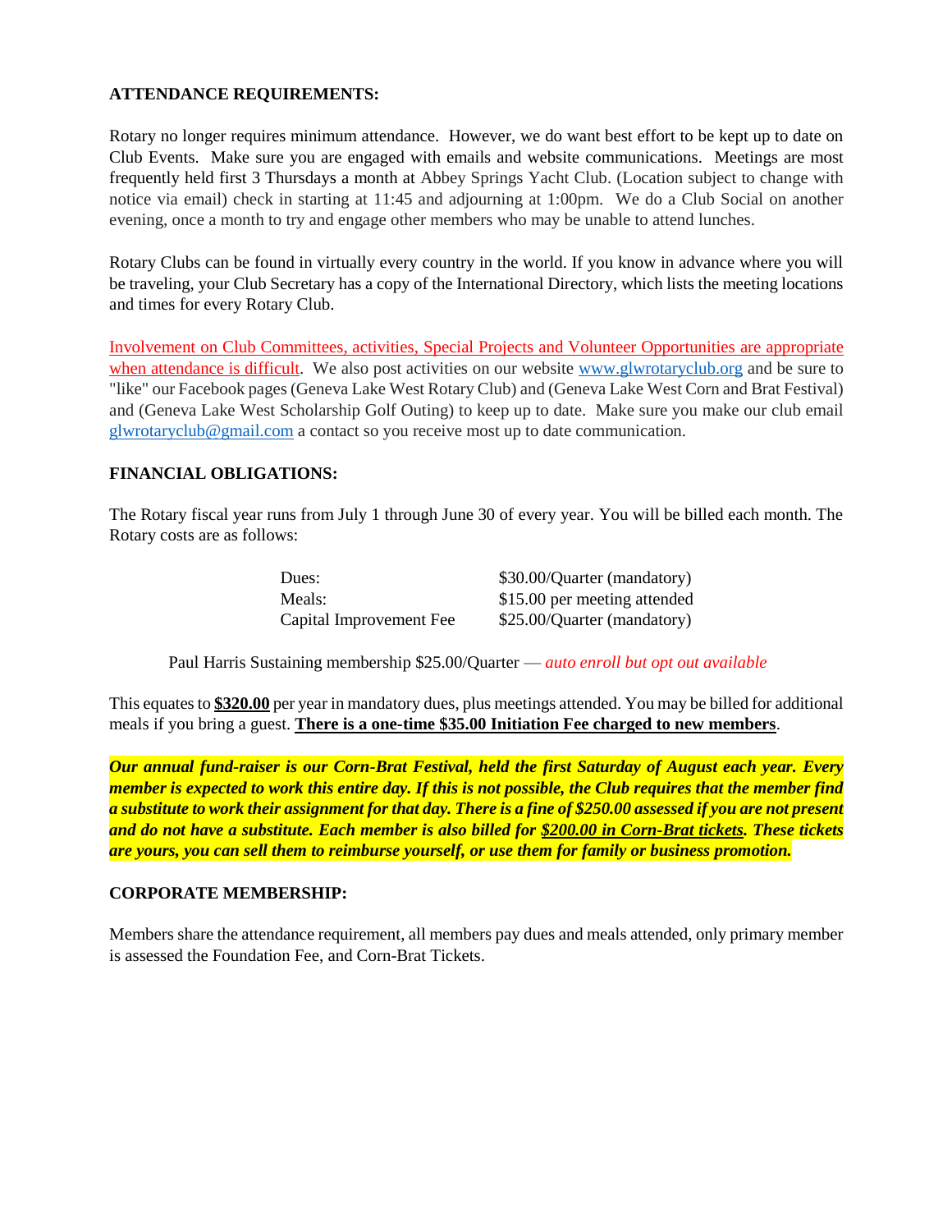**ATTENDANCE REQUIREMENTS:**

Rotary no longer requires minimum attendance. However, we do want best effort to be kept up to date on Club Events. Make sure you are engaged with emails and website communications. Meetings are most frequently held first 3 Thursdays a month at Abbey Springs Yacht Club. (Location subject to change with notice via email) check in starting at 11:45 and adjourning at 1:00pm. We do a Club Social on another evening, once a month to try and engage other members who may be unable to attend lunches.

Rotary Clubs can be found in virtually every country in the world. If you know in advance where you will be traveling, your Club Secretary has a copy of the International Directory, which lists the meeting locations and times for every Rotary Club.

Involvement on Club Committees, activities, Special Projects and Volunteer Opportunities are appropriate when attendance is difficult. We also post activities on our website www.glwrotaryclub.org and be sure to "like" our Facebook pages (Geneva Lake West Rotary Club) and (Geneva Lake West Corn and Brat Festival) and (Geneva Lake West Scholarship Golf Outing) to keep up to date. Make sure you make our club email glwrotaryclub@gmail.com a contact so you receive most up to date communication.

**FINANCIAL OBLIGATIONS:**

The Rotary fiscal year runs from July 1 through June 30 of every year. You will be billed each month. The Rotary costs are as follows:

| | |
|---|---|
| Dues: | $30.00/Quarter (mandatory) |
| Meals: | $15.00 per meeting attended |
| Capital Improvement Fee | $25.00/Quarter (mandatory) |

Paul Harris Sustaining membership $25.00/Quarter — *auto enroll but opt out available*

This equates to **$320.00** per year in mandatory dues, plus meetings attended. You may be billed for additional meals if you bring a guest. **There is a one-time $35.00 Initiation Fee charged to new members**.

***Our annual fund-raiser is our Corn-Brat Festival, held the first Saturday of August each year. Every member is expected to work this entire day. If this is not possible, the Club requires that the member find a substitute to work their assignment for that day. There is a fine of $250.00 assessed if you are not present and do not have a substitute. Each member is also billed for $200.00 in Corn-Brat tickets. These tickets are yours, you can sell them to reimburse yourself, or use them for family or business promotion.***

**CORPORATE MEMBERSHIP:**

Members share the attendance requirement, all members pay dues and meals attended, only primary member is assessed the Foundation Fee, and Corn-Brat Tickets.